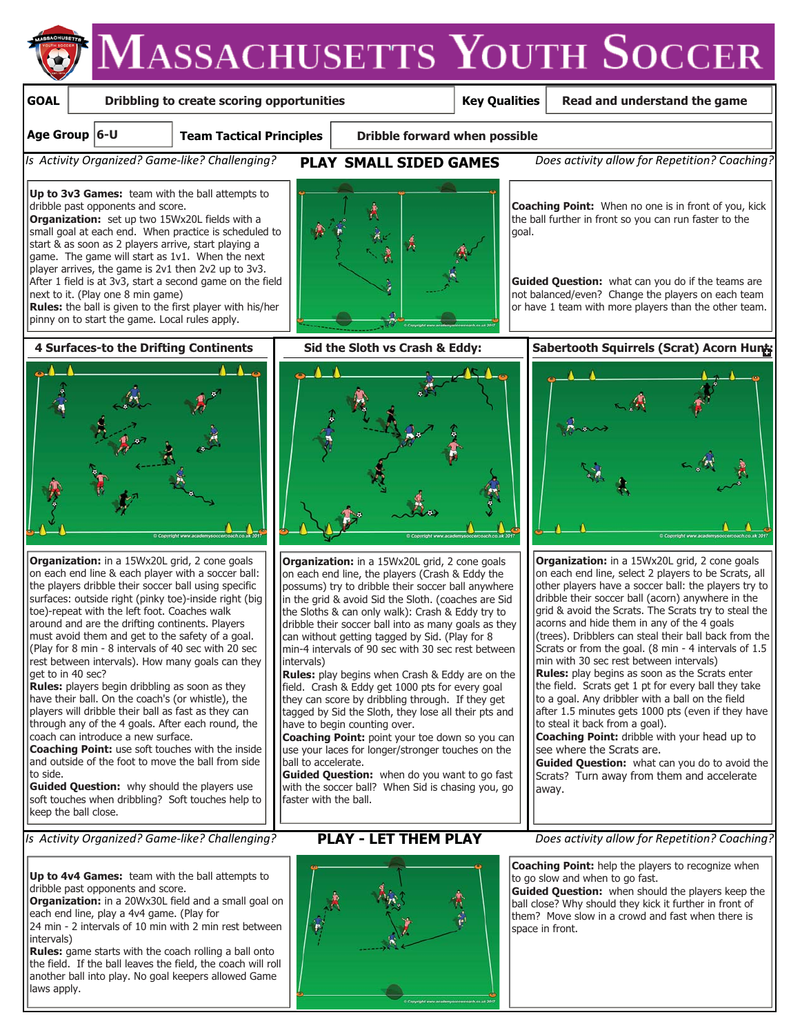# Massachusetts Youth Soccer

| GOAL | Dribbling to create scoring opportunities | Key Qualities | Read and understand the game |
|---|---|---|---|
| Age Group | 6-U | Team Tactical Principles | Dribble forward when possible |

*Is Activity Organized? Game-like? Challenging?* **PLAY SMALL SIDED GAMES** *Does activity allow for Repetition? Coaching?*

**Up to 3v3 Games:** team with the ball attempts to dribble past opponents and score.
**Organization:** set up two 15Wx20L fields with a small goal at each end. When practice is scheduled to start & as soon as 2 players arrive, start playing a game. The game will start as 1v1. When the next player arrives, the game is 2v1 then 2v2 up to 3v3. After 1 field is at 3v3, start a second game on the field next to it. (Play one 8 min game)
**Rules:** the ball is given to the first player with his/her pinny on to start the game. Local rules apply.

**Coaching Point:** When no one is in front of you, kick the ball further in front so you can run faster to the goal.

**Guided Question:** what can you do if the teams are not balanced/even? Change the players on each team or have 1 team with more players than the other team.

## 4 Surfaces-to the Drifting Continents

**Organization:** in a 15Wx20L grid, 2 cone goals on each end line & each player with a soccer ball: the players dribble their soccer ball using specific surfaces: outside right (pinky toe)-inside right (big toe)-repeat with the left foot. Coaches walk around and are the drifting continents. Players must avoid them and get to the safety of a goal. (Play for 8 min - 8 intervals of 40 sec with 20 sec rest between intervals). How many goals can they get to in 40 sec?
**Rules:** players begin dribbling as soon as they have their ball. On the coach's (or whistle), the players will dribble their ball as fast as they can through any of the 4 goals. After each round, the coach can introduce a new surface.
**Coaching Point:** use soft touches with the inside and outside of the foot to move the ball from side to side.
**Guided Question:** why should the players use soft touches when dribbling? Soft touches help to keep the ball close.

## Sid the Sloth vs Crash & Eddy:

**Organization:** in a 15Wx20L grid, 2 cone goals on each end line, the players (Crash & Eddy the possums) try to dribble their soccer ball anywhere in the grid & avoid Sid the Sloth. (coaches are Sid the Sloths & can only walk): Crash & Eddy try to dribble their soccer ball into as many goals as they can without getting tagged by Sid. (Play for 8 min-4 intervals of 90 sec with 30 sec rest between intervals)
**Rules:** play begins when Crash & Eddy are on the field. Crash & Eddy get 1000 pts for every goal they can score by dribbling through. If they get tagged by Sid the Sloth, they lose all their pts and have to begin counting over.
**Coaching Point:** point your toe down so you can use your laces for longer/stronger touches on the ball to accelerate.
**Guided Question:** when do you want to go fast with the soccer ball? When Sid is chasing you, go faster with the ball.

## Sabertooth Squirrels (Scrat) Acorn Hunt:

**Organization:** in a 15Wx20L grid, 2 cone goals on each end line, select 2 players to be Scrats, all other players have a soccer ball: the players try to dribble their soccer ball (acorn) anywhere in the grid & avoid the Scrats. The Scrats try to steal the acorns and hide them in any of the 4 goals (trees). Dribblers can steal their ball back from the Scrats or from the goal. (8 min - 4 intervals of 1.5 min with 30 sec rest between intervals)
**Rules:** play begins as soon as the Scrats enter the field. Scrats get 1 pt for every ball they take to a goal. Any dribbler with a ball on the field after 1.5 minutes gets 1000 pts (even if they have to steal it back from a goal).
**Coaching Point:** dribble with your head up to see where the Scrats are.
**Guided Question:** what can you do to avoid the Scrats? Turn away from them and accelerate away.

*Is Activity Organized? Game-like? Challenging?* **PLAY - LET THEM PLAY** *Does activity allow for Repetition? Coaching?*

**Up to 4v4 Games:** team with the ball attempts to dribble past opponents and score.
**Organization:** in a 20Wx30L field and a small goal on each end line, play a 4v4 game. (Play for 24 min - 2 intervals of 10 min with 2 min rest between intervals)
**Rules:** game starts with the coach rolling a ball onto the field. If the ball leaves the field, the coach will roll another ball into play. No goal keepers allowed Game laws apply.

**Coaching Point:** help the players to recognize when to go slow and when to go fast.
**Guided Question:** when should the players keep the ball close? Why should they kick it further in front of them? Move slow in a crowd and fast when there is space in front.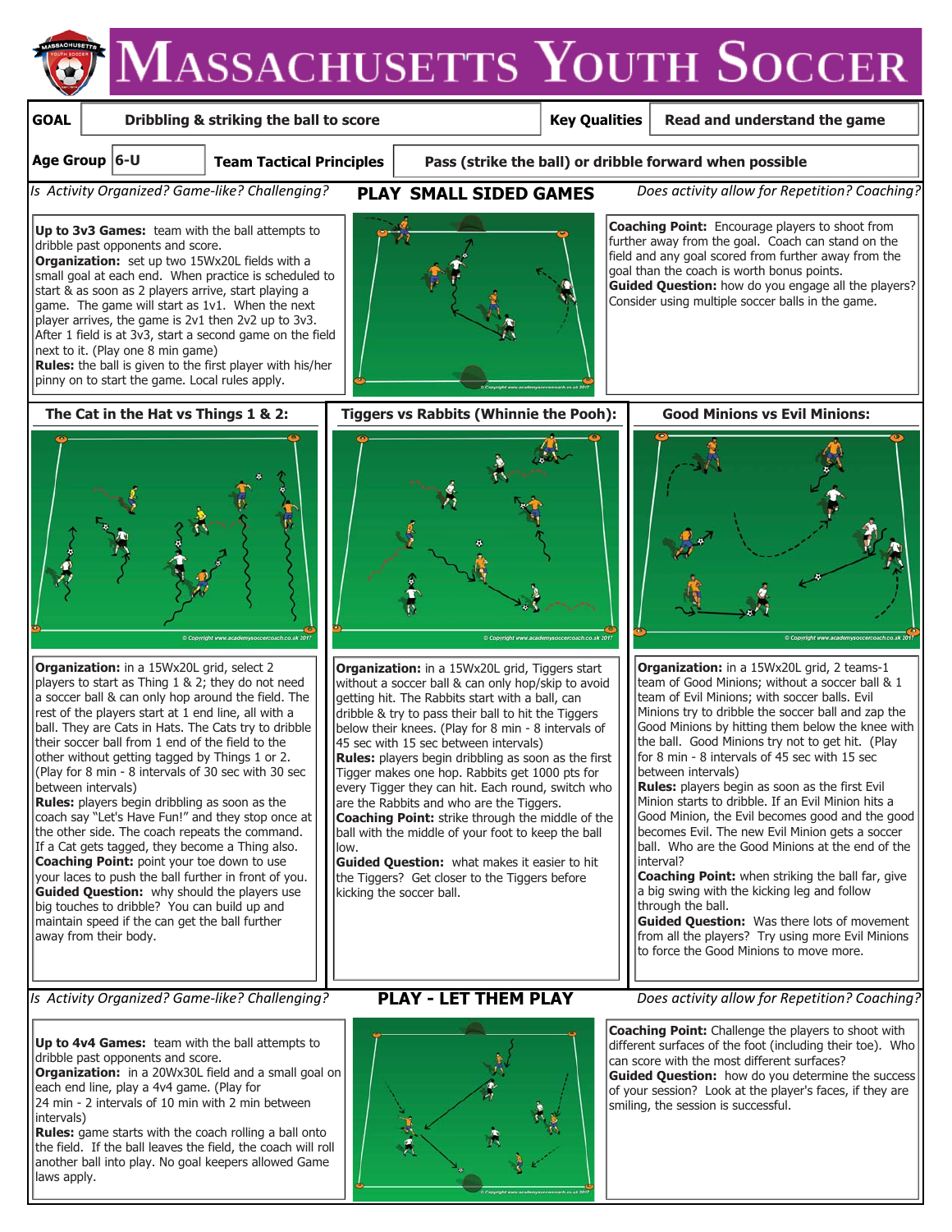# Massachusetts Youth Soccer

| GOAL | Dribbling & striking the ball to score | Key Qualities | Read and understand the game |
|---|---|---|---|
| **Age Group** | 6-U | **Team Tactical Principles** | Pass (strike the ball) or dribble forward when possible |

*Is Activity Organized? Game-like? Challenging?* **PLAY SMALL SIDED GAMES** *Does activity allow for Repetition? Coaching?*

**Up to 3v3 Games:** team with the ball attempts to dribble past opponents and score.
**Organization:** set up two 15Wx20L fields with a small goal at each end. When practice is scheduled to start & as soon as 2 players arrive, start playing a game. The game will start as 1v1. When the next player arrives, the game is 2v1 then 2v2 up to 3v3. After 1 field is at 3v3, start a second game on the field next to it. (Play one 8 min game)
**Rules:** the ball is given to the first player with his/her pinny on to start the game. Local rules apply.

**Coaching Point:** Encourage players to shoot from further away from the goal. Coach can stand on the field and any goal scored from further away from the goal than the coach is worth bonus points.
**Guided Question:** how do you engage all the players? Consider using multiple soccer balls in the game.

## The Cat in the Hat vs Things 1 & 2:

**Organization:** in a 15Wx20L grid, select 2 players to start as Thing 1 & 2; they do not need a soccer ball & can only hop around the field. The rest of the players start at 1 end line, all with a ball. They are Cats in Hats. The Cats try to dribble their soccer ball from 1 end of the field to the other side without getting tagged by Things 1 or 2. (Play for 8 min - 8 intervals of 30 sec with 30 sec between intervals)
**Rules:** players begin dribbling as soon as the coach say "Let's Have Fun!" and they stop once at the other side. The coach repeats the command. If a Cat gets tagged, they become a Thing also.
**Coaching Point:** point your toe down to use your laces to push the ball further in front of you.
**Guided Question:** why should the players use big touches to dribble? You can build up and maintain speed if the can get the ball further away from their body.

## Tiggers vs Rabbits (Whinnie the Pooh):

**Organization:** in a 15Wx20L grid, Tiggers start without a soccer ball & can only hop/skip to avoid getting hit. The Rabbits start with a ball, can dribble & try to pass their ball to hit the Tiggers below their knees. (Play for 8 min - 8 intervals of 45 sec with 15 sec between intervals)
**Rules:** players begin dribbling as soon as the first Tigger makes one hop. Rabbits get 1000 pts for every Tigger they can hit. Each round, switch who are the Rabbits and who are the Tiggers.
**Coaching Point:** strike through the middle of the ball with the middle of your foot to keep the ball low.
**Guided Question:** what makes it easier to hit the Tiggers? Get closer to the Tiggers before kicking the soccer ball.

## Good Minions vs Evil Minions:

**Organization:** in a 15Wx20L grid, 2 teams-1 team of Good Minions; without a soccer ball & 1 team of Evil Minions; with soccer balls. Evil Minions try to dribble the soccer ball and zap the Good Minions by hitting them below the knee with the ball. Good Minions try not to get hit. (Play for 8 min - 8 intervals of 45 sec with 15 sec between intervals)
**Rules:** players begin as soon as the first Evil Minion starts to dribble. If an Evil Minion hits a Good Minion, the Evil becomes good and the good becomes Evil. The new Evil Minion gets a soccer ball. Who are the Good Minions at the end of the interval?
**Coaching Point:** when striking the ball far, give a big swing with the kicking leg and follow through the ball.
**Guided Question:** Was there lots of movement from all the players? Try using more Evil Minions to force the Good Minions to move more.

*Is Activity Organized? Game-like? Challenging?* **PLAY - LET THEM PLAY** *Does activity allow for Repetition? Coaching?*

**Up to 4v4 Games:** team with the ball attempts to dribble past opponents and score.
**Organization:** in a 20Wx30L field and a small goal on each end line, play a 4v4 game. (Play for 24 min - 2 intervals of 10 min with 2 min between intervals)
**Rules:** game starts with the coach rolling a ball onto the field. If the ball leaves the field, the coach will roll another ball into play. No goal keepers allowed Game laws apply.

**Coaching Point:** Challenge the players to shoot with different surfaces of the foot (including their toe). Who can score with the most different surfaces?
**Guided Question:** how do you determine the success of your session? Look at the player's faces, if they are smiling, the session is successful.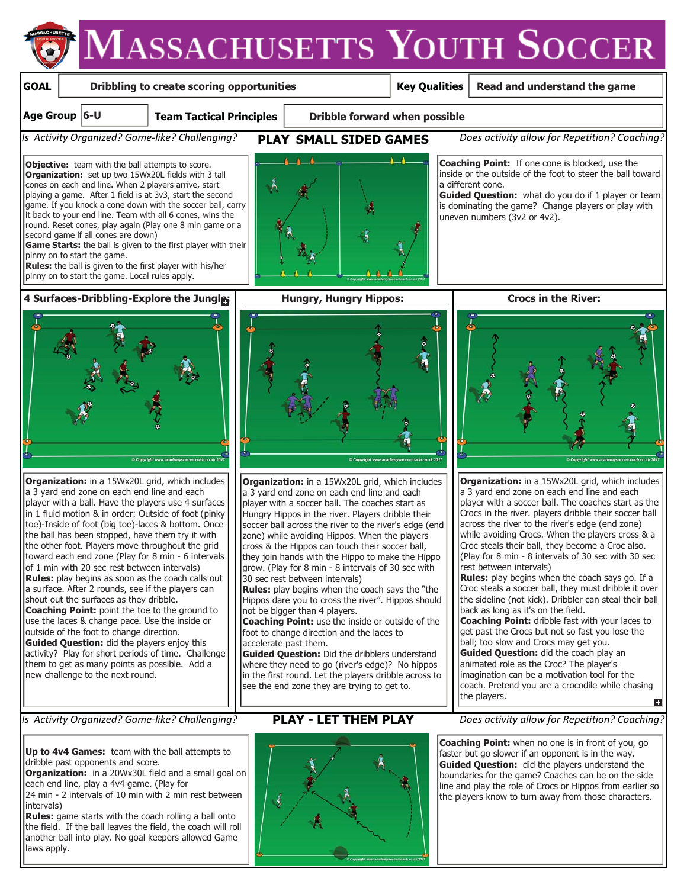# Massachusetts Youth Soccer

| GOAL | Dribbling to create scoring opportunities | Key Qualities | Read and understand the game |
|---|---|---|---|
| **Age Group** | **6-U** | **Team Tactical Principles** | **Dribble forward when possible** |

*Is Activity Organized? Game-like? Challenging?* **PLAY SMALL SIDED GAMES** *Does activity allow for Repetition? Coaching?*

**Objective:** team with the ball attempts to score.
**Organization:** set up two 15Wx20L fields with 3 tall cones on each end line. When 2 players arrive, start playing a game. After 1 field is at 3v3, start the second game. If you knock a cone down with the soccer ball, carry it back to your end line. Team with all 6 cones, wins the round. Reset cones, play again (Play one 8 min game or a second game if all cones are down)
**Game Starts:** the ball is given to the first player with their pinny on to start the game.
**Rules:** the ball is given to the first player with his/her pinny on to start the game. Local rules apply.

**Coaching Point:** If one cone is blocked, use the inside or the outside of the foot to steer the ball toward a different cone.
**Guided Question:** what do you do if 1 player or team is dominating the game? Change players or play with uneven numbers (3v2 or 4v2).

## 4 Surfaces-Dribbling-Explore the Jungle:

**Organization:** in a 15Wx20L grid, which includes a 3 yard end zone on each end line and each player with a ball. Have the players use 4 surfaces in 1 fluid motion & in order: Outside of foot (pinky toe)-Inside of foot (big toe)-laces & bottom. Once the ball has been stopped, have them try it with the other foot. Players move throughout the grid toward each end zone (Play for 8 min - 6 intervals of 1 min with 20 sec rest between intervals)
**Rules:** play begins as soon as the coach calls out a surface. After 2 rounds, see if the players can shout out the surfaces as they dribble.
**Coaching Point:** point the toe to the ground to use the laces & change pace. Use the inside or outside of the foot to change direction.
**Guided Question:** did the players enjoy this activity? Play for short periods of time. Challenge them to get as many points as possible. Add a new challenge to the next round.

## Hungry, Hungry Hippos:

**Organization:** in a 15Wx20L grid, which includes a 3 yard end zone on each end line and each player with a soccer ball. The coaches start as Hungry Hippos in the river. Players dribble their soccer ball across the river to the river's edge (end zone) while avoiding Hippos. When the players cross & the Hippos can touch their soccer ball, they join hands with the Hippo to make the Hippo grow. (Play for 8 min - 8 intervals of 30 sec with 30 sec rest between intervals)
**Rules:** play begins when the coach says the "the Hippos dare you to cross the river". Hippos should not be bigger than 4 players.
**Coaching Point:** use the inside or outside of the foot to change direction and the laces to accelerate past them.
**Guided Question:** Did the dribblers understand where they need to go (river's edge)? No hippos in the first round. Let the players dribble across to see the end zone they are trying to get to.

## Crocs in the River:

**Organization:** in a 15Wx20L grid, which includes a 3 yard end zone on each end line and each player with a soccer ball. The coaches start as the Crocs in the river. players dribble their soccer ball across the river to the river's edge (end zone) while avoiding Crocs. When the players cross & a Croc steals their ball, they become a Croc also. (Play for 8 min - 8 intervals of 30 sec with 30 sec rest between intervals)
**Rules:** play begins when the coach says go. If a Croc steals a soccer ball, they must dribble it over the sideline (not kick). Dribbler can steal their ball back as long as it's on the field.
**Coaching Point:** dribble fast with your laces to get past the Crocs but not so fast you lose the ball; too slow and Crocs may get you.
**Guided Question:** did the coach play an animated role as the Croc? The player's imagination can be a motivation tool for the coach. Pretend you are a crocodile while chasing the players.

*Is Activity Organized? Game-like? Challenging?* **PLAY - LET THEM PLAY** *Does activity allow for Repetition? Coaching?*

**Up to 4v4 Games:** team with the ball attempts to dribble past opponents and score.
**Organization:** in a 20Wx30L field and a small goal on each end line, play a 4v4 game. (Play for 24 min - 2 intervals of 10 min with 2 min rest between intervals)
**Rules:** game starts with the coach rolling a ball onto the field. If the ball leaves the field, the coach will roll another ball into play. No goal keepers allowed Game laws apply.

**Coaching Point:** when no one is in front of you, go faster but go slower if an opponent is in the way.
**Guided Question:** did the players understand the boundaries for the game? Coaches can be on the side line and play the role of Crocs or Hippos from earlier so the players know to turn away from those characters.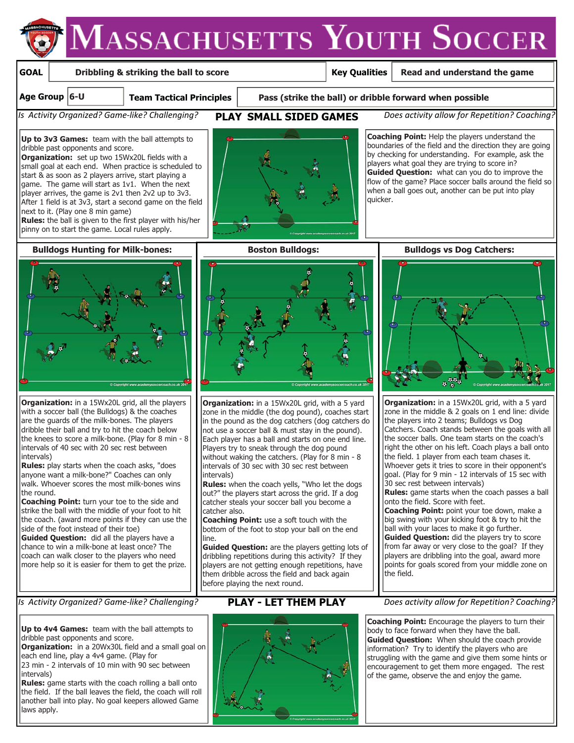# Massachusetts Youth Soccer

| GOAL | Dribbling & striking the ball to score | Key Qualities | Read and understand the game |
|---|---|---|---|
| Age Group 6-U | Team Tactical Principles | Pass (strike the ball) or dribble forward when possible | |

*Is Activity Organized? Game-like? Challenging?* **PLAY SMALL SIDED GAMES** *Does activity allow for Repetition? Coaching?*

**Up to 3v3 Games:** team with the ball attempts to dribble past opponents and score.
**Organization:** set up two 15Wx20L fields with a small goal at each end. When practice is scheduled to start & as soon as 2 players arrive, start playing a game. The game will start as 1v1. When the next player arrives, the game is 2v1 then 2v2 up to 3v3. After 1 field is at 3v3, start a second game on the field next to it. (Play one 8 min game)
**Rules:** the ball is given to the first player with his/her pinny on to start the game. Local rules apply.

**Coaching Point:** Help the players understand the boundaries of the field and the direction they are going by checking for understanding. For example, ask the players what goal they are trying to score in?
**Guided Question:** what can you do to improve the flow of the game? Place soccer balls around the field so when a ball goes out, another can be put into play quicker.

## Bulldogs Hunting for Milk-bones:

**Organization:** in a 15Wx20L grid, all the players with a soccer ball (the Bulldogs) & the coaches are the guards of the milk-bones. The players dribble their ball and try to hit the coach below the knees to score a milk-bone. (Play for 8 min - 8 intervals of 40 sec with 20 sec rest between intervals)
**Rules:** play starts when the coach asks, "does anyone want a milk-bone?" Coaches can only walk. Whoever scores the most milk-bones wins the round.
**Coaching Point:** turn your toe to the side and strike the ball with the middle of your foot to hit the coach. (award more points if they can use the side of the foot instead of their toe)
**Guided Question:** did all the players have a chance to win a milk-bone at least once? The coach can walk closer to the players who need more help so it is easier for them to get the prize.

## Boston Bulldogs:

**Organization:** in a 15Wx20L grid, with a 5 yard zone in the middle (the dog pound), coaches start in the pound as the dog catchers (dog catchers do not use a soccer ball & must stay in the pound). Each player has a ball and starts on one end line. Players try to sneak through the dog pound without waking the catchers. (Play for 8 min - 8 intervals of 30 sec with 30 sec rest between intervals)
**Rules:** when the coach yells, "Who let the dogs out?" the players start across the grid. If a dog catcher steals your soccer ball you become a catcher also.
**Coaching Point:** use a soft touch with the bottom of the foot to stop your ball on the end line.
**Guided Question:** are the players getting lots of dribbling repetitions during this activity? If they players are not getting enough repetitions, have them dribble across the field and back again before playing the next round.

## Bulldogs vs Dog Catchers:

**Organization:** in a 15Wx20L grid, with a 5 yard zone in the middle & 2 goals on 1 end line: divide the players into 2 teams; Bulldogs vs Dog Catchers. Coach stands between the goals with all the soccer balls. One team starts on the coach's right the other on his left. Coach plays a ball onto the field. 1 player from each team chases it. Whoever gets it tries to score in their opponent's goal. (Play for 9 min - 12 intervals of 15 sec with 30 sec rest between intervals)
**Rules:** game starts when the coach passes a ball onto the field. Score with feet.
**Coaching Point:** point your toe down, make a big swing with your kicking foot & try to hit the ball with your laces to make it go further.
**Guided Question:** did the players try to score from far away or very close to the goal? If they players are dribbling into the goal, award more points for goals scored from your middle zone on the field.

*Is Activity Organized? Game-like? Challenging?* **PLAY - LET THEM PLAY** *Does activity allow for Repetition? Coaching?*

**Up to 4v4 Games:** team with the ball attempts to dribble past opponents and score.
**Organization:** in a 20Wx30L field and a small goal on each end line, play a 4v4 game. (Play for 23 min - 2 intervals of 10 min with 90 sec between intervals)
**Rules:** game starts with the coach rolling a ball onto the field. If the ball leaves the field, the coach will roll another ball into play. No goal keepers allowed Game laws apply.

**Coaching Point:** Encourage the players to turn their body to face forward when they have the ball.
**Guided Question:** When should the coach provide information? Try to identify the players who are struggling with the game and give them some hints or encouragement to get them more engaged. The rest of the game, observe the and enjoy the game.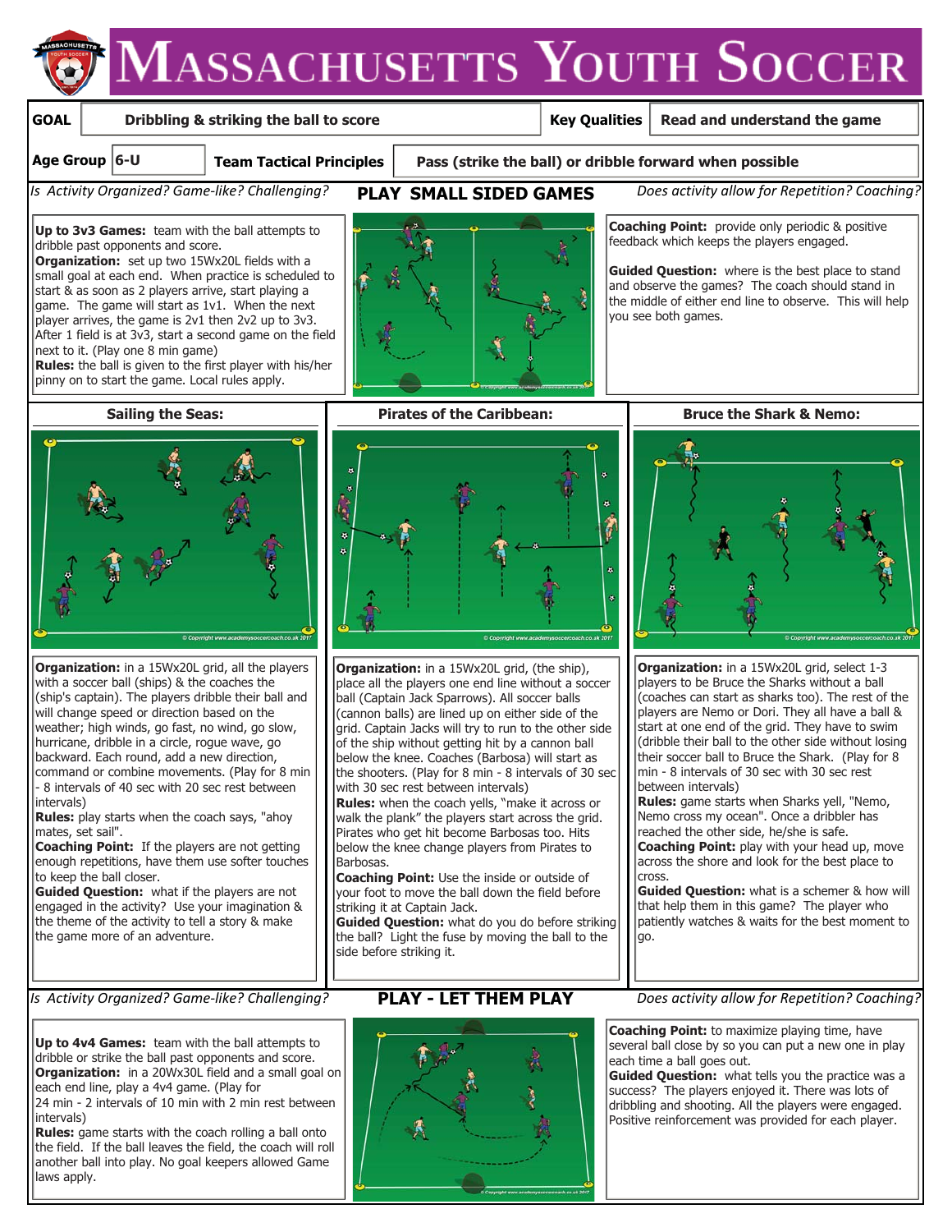# Massachusetts Youth Soccer

| GOAL | Dribbling & striking the ball to score | Key Qualities | Read and understand the game |
|---|---|---|---|
| Age Group | 6-U | Team Tactical Principles | Pass (strike the ball) or dribble forward when possible |

*Is Activity Organized? Game-like? Challenging?* **PLAY SMALL SIDED GAMES** *Does activity allow for Repetition? Coaching?*

**Up to 3v3 Games:** team with the ball attempts to dribble past opponents and score.
**Organization:** set up two 15Wx20L fields with a small goal at each end. When practice is scheduled to start & as soon as 2 players arrive, start playing a game. The game will start as 1v1. When the next player arrives, the game is 2v1 then 2v2 up to 3v3. After 1 field is at 3v3, start a second game on the field next to it. (Play one 8 min game)
**Rules:** the ball is given to the first player with his/her pinny on to start the game. Local rules apply.

**Coaching Point:** provide only periodic & positive feedback which keeps the players engaged.

**Guided Question:** where is the best place to stand and observe the games? The coach should stand in the middle of either end line to observe. This will help you see both games.

## Sailing the Seas:

**Organization:** in a 15Wx20L grid, all the players with a soccer ball (ships) & the coaches the (ship's captain). The players dribble their ball and will change speed or direction based on the weather; high winds, go fast, no wind, go slow, hurricane, dribble in a circle, rogue wave, go backward. Each round, add a new direction, command or combine movements. (Play for 8 min - 8 intervals of 40 sec with 20 sec rest between intervals)
**Rules:** play starts when the coach says, "ahoy mates, set sail".
**Coaching Point:** If the players are not getting enough repetitions, have them use softer touches to keep the ball closer.
**Guided Question:** what if the players are not engaged in the activity? Use your imagination & the theme of the activity to tell a story & make the game more of an adventure.

## Pirates of the Caribbean:

**Organization:** in a 15Wx20L grid, (the ship), place all the players one end line without a soccer ball (Captain Jack Sparrows). All soccer balls (cannon balls) are lined up on either side of the grid. Captain Jacks will try to run to the other side of the ship without getting hit by a cannon ball below the knee. Coaches (Barbosa) will start as the shooters. (Play for 8 min - 8 intervals of 30 sec with 30 sec rest between intervals)
**Rules:** when the coach yells, "make it across or walk the plank" the players start across the grid. Pirates who get hit become Barbosas too. Hits below the knee change players from Pirates to Barbosas.
**Coaching Point:** Use the inside or outside of your foot to move the ball down the field before striking it at Captain Jack.
**Guided Question:** what do you do before striking the ball? Light the fuse by moving the ball to the side before striking it.

## Bruce the Shark & Nemo:

**Organization:** in a 15Wx20L grid, select 1-3 players to be Bruce the Sharks without a ball (coaches can start as sharks too). The rest of the players are Nemo or Dori. They all have a ball & start at one end of the grid. They have to swim (dribble their ball to the other side without losing their soccer ball to Bruce the Shark. (Play for 8 min - 8 intervals of 30 sec with 30 sec rest between intervals)
**Rules:** game starts when Sharks yell, "Nemo, Nemo cross my ocean". Once a dribbler has reached the other side, he/she is safe.
**Coaching Point:** play with your head up, move across the shore and look for the best place to cross.
**Guided Question:** what is a schemer & how will that help them in this game? The player who patiently watches & waits for the best moment to go.

*Is Activity Organized? Game-like? Challenging?* **PLAY - LET THEM PLAY** *Does activity allow for Repetition? Coaching?*

**Up to 4v4 Games:** team with the ball attempts to dribble or strike the ball past opponents and score.
**Organization:** in a 20Wx30L field and a small goal on each end line, play a 4v4 game. (Play for 24 min - 2 intervals of 10 min with 2 min rest between intervals)
**Rules:** game starts with the coach rolling a ball onto the field. If the ball leaves the field, the coach will roll another ball into play. No goal keepers allowed Game laws apply.

**Coaching Point:** to maximize playing time, have several ball close by so you can put a new one in play each time a ball goes out.
**Guided Question:** what tells you the practice was a success? The players enjoyed it. There was lots of dribbling and shooting. All the players were engaged. Positive reinforcement was provided for each player.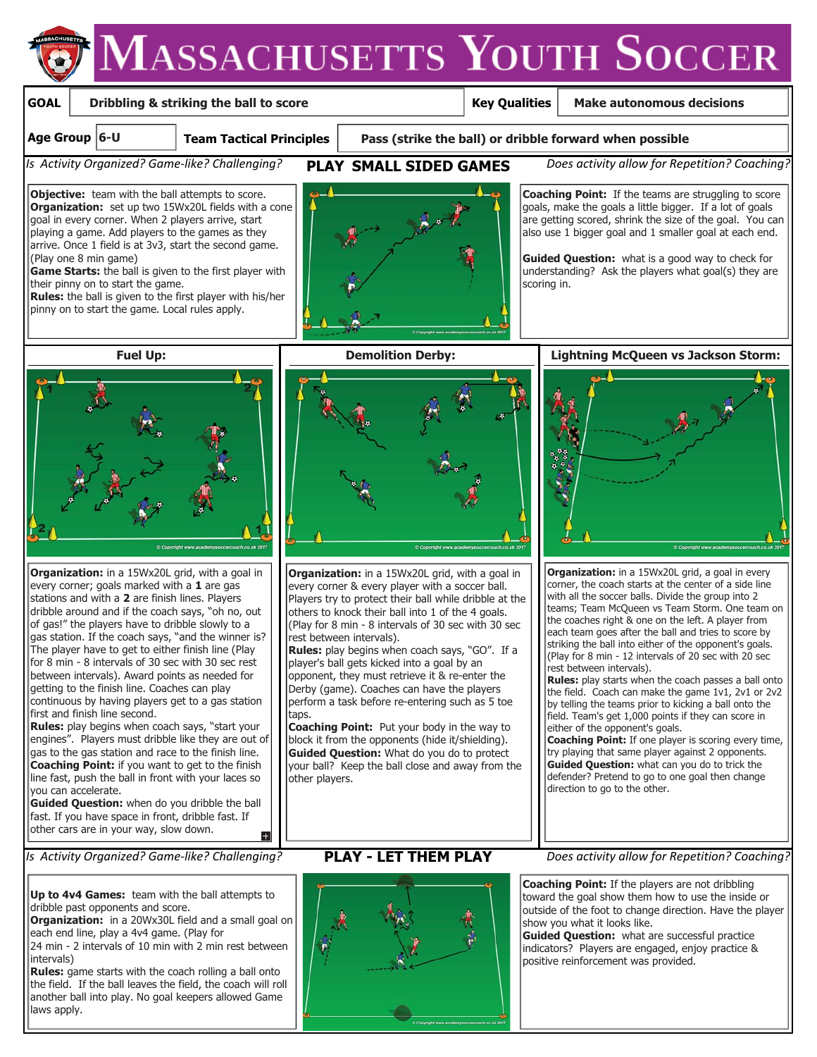# Massachusetts Youth Soccer

| GOAL | Dribbling & striking the ball to score | Key Qualities | Make autonomous decisions |
|---|---|---|---|
| Age Group | 6-U | Team Tactical Principles | Pass (strike the ball) or dribble forward when possible |

*Is Activity Organized? Game-like? Challenging?* **PLAY SMALL SIDED GAMES** *Does activity allow for Repetition? Coaching?*

**Objective:** team with the ball attempts to score.
**Organization:** set up two 15Wx20L fields with a cone goal in every corner. When 2 players arrive, start playing a game. Add players to the games as they arrive. Once 1 field is at 3v3, start the second game. (Play one 8 min game)
**Game Starts:** the ball is given to the first player with their pinny on to start the game.
**Rules:** the ball is given to the first player with his/her pinny on to start the game. Local rules apply.

**Coaching Point:** If the teams are struggling to score goals, make the goals a little bigger. If a lot of goals are getting scored, shrink the size of the goal. You can also use 1 bigger goal and 1 smaller goal at each end.

**Guided Question:** what is a good way to check for understanding? Ask the players what goal(s) they are scoring in.

## Fuel Up:

**Organization:** in a 15Wx20L grid, with a goal in every corner; goals marked with a **1** are gas stations and with a **2** are finish lines. Players dribble around and if the coach says, "oh no, out of gas!" the players have to dribble slowly to a gas station. If the coach says, "and the winner is? The player have to get to either finish line (Play for 8 min - 8 intervals of 30 sec with 30 sec rest between intervals). Award points as needed for getting to the finish line. Coaches can play continuous by having players get to a gas station first and finish line second.
**Rules:** play begins when coach says, "start your engines". Players must dribble like they are out of gas to the gas station and race to the finish line.
**Coaching Point:** if you want to get to the finish line fast, push the ball in front with your laces so you can accelerate.
**Guided Question:** when do you dribble the ball fast. If you have space in front, dribble fast. If other cars are in your way, slow down.

## Demolition Derby:

**Organization:** in a 15Wx20L grid, with a goal in every corner & every player with a soccer ball. Players try to protect their ball while dribble at the others to knock their ball into 1 of the 4 goals. (Play for 8 min - 8 intervals of 30 sec with 30 sec rest between intervals).
**Rules:** play begins when coach says, "GO". If a player's ball gets kicked into a goal by an opponent, they must retrieve it & re-enter the Derby (game). Coaches can have the players perform a task before re-entering such as 5 toe taps.
**Coaching Point:** Put your body in the way to block it from the opponents (hide it/shielding).
**Guided Question:** What do you do to protect your ball? Keep the ball close and away from the other players.

## Lightning McQueen vs Jackson Storm:

**Organization:** in a 15Wx20L grid, a goal in every corner, the coach starts at the center of a side line with all the soccer balls. Divide the group into 2 teams; Team McQueen vs Team Storm. One team on the coaches right & one on the left. A player from each team goes after the ball and tries to score by striking the ball into either of the opponent's goals. (Play for 8 min - 12 intervals of 20 sec with 20 sec rest between intervals).
**Rules:** play starts when the coach passes a ball onto the field. Coach can make the game 1v1, 2v1 or 2v2 by telling the teams prior to kicking a ball onto the field. Team's get 1,000 points if they can score in either of the opponent's goals.
**Coaching Point:** If one player is scoring every time, try playing that same player against 2 opponents.
**Guided Question:** what can you do to trick the defender? Pretend to go to one goal then change direction to go to the other.

*Is Activity Organized? Game-like? Challenging?* **PLAY - LET THEM PLAY** *Does activity allow for Repetition? Coaching?*

**Up to 4v4 Games:** team with the ball attempts to dribble past opponents and score.
**Organization:** in a 20Wx30L field and a small goal on each end line, play a 4v4 game. (Play for 24 min - 2 intervals of 10 min with 2 min rest between intervals)
**Rules:** game starts with the coach rolling a ball onto the field. If the ball leaves the field, the coach will roll another ball into play. No goal keepers allowed Game laws apply.

**Coaching Point:** If the players are not dribbling toward the goal show them how to use the inside or outside of the foot to change direction. Have the player show you what it looks like.
**Guided Question:** what are successful practice indicators? Players are engaged, enjoy practice & positive reinforcement was provided.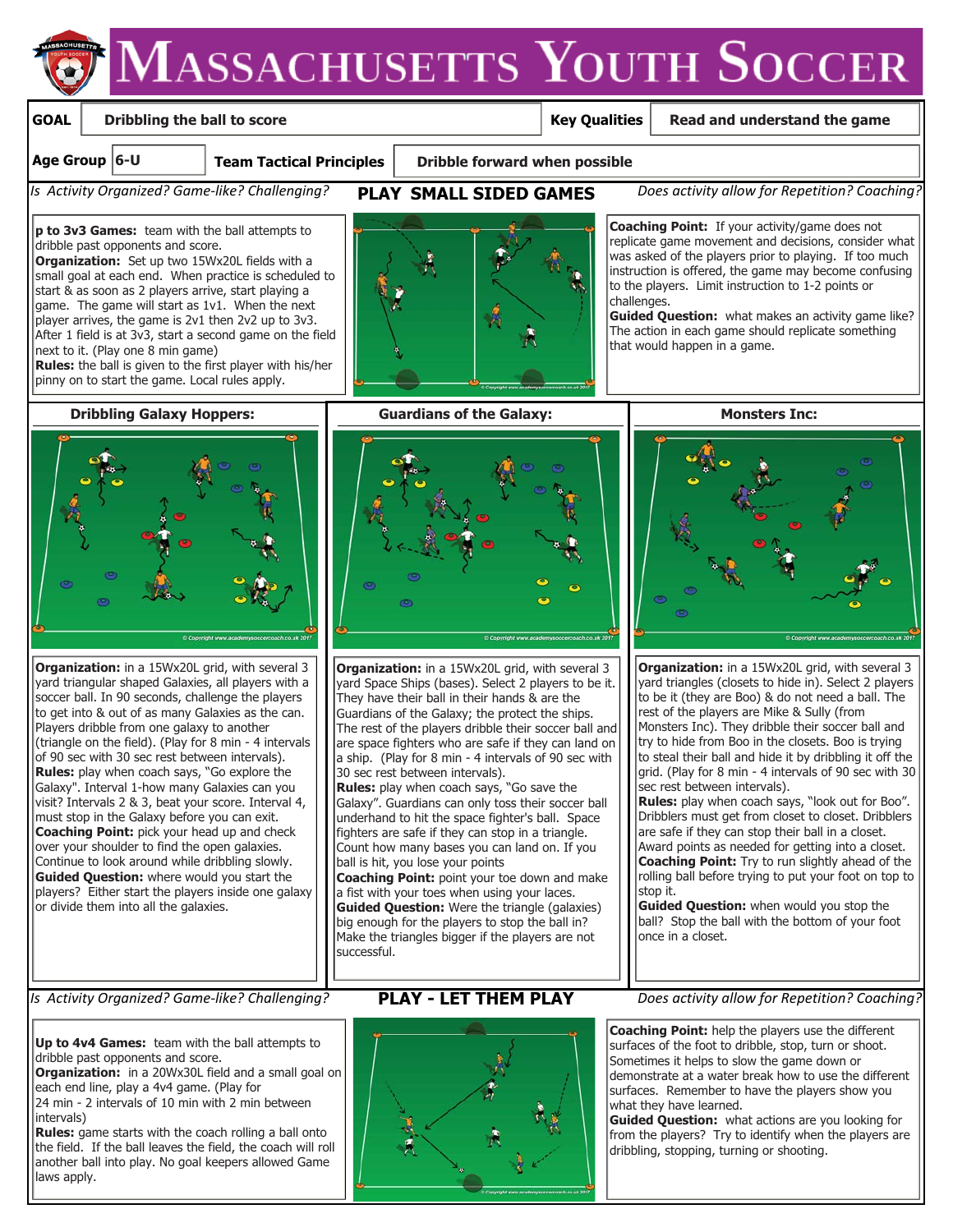# MASSACHUSETTS YOUTH SOCCER

| GOAL | Dribbling the ball to score | Key Qualities | Read and understand the game |
|---|---|---|---|
| Age Group | 6-U | Team Tactical Principles | Dribble forward when possible |

*Is Activity Organized? Game-like? Challenging?* **PLAY SMALL SIDED GAMES** *Does activity allow for Repetition? Coaching?*

**p to 3v3 Games:** team with the ball attempts to dribble past opponents and score.
**Organization:** Set up two 15Wx20L fields with a small goal at each end. When practice is scheduled to start & as soon as 2 players arrive, start playing a game. The game will start as 1v1. When the next player arrives, the game is 2v1 then 2v2 up to 3v3. After 1 field is at 3v3, start a second game on the field next to it. (Play one 8 min game)
**Rules:** the ball is given to the first player with his/her pinny on to start the game. Local rules apply.

**Coaching Point:** If your activity/game does not replicate game movement and decisions, consider what was asked of the players prior to playing. If too much instruction is offered, the game may become confusing to the players. Limit instruction to 1-2 points or challenges.
**Guided Question:** what makes an activity game like? The action in each game should replicate something that would happen in a game.

## Dribbling Galaxy Hoppers:

**Organization:** in a 15Wx20L grid, with several 3 yard triangular shaped Galaxies, all players with a soccer ball. In 90 seconds, challenge the players to get into & out of as many Galaxies as the can. Players dribble from one galaxy to another (triangle on the field). (Play for 8 min - 4 intervals of 90 sec with 30 sec rest between intervals).
**Rules:** play when coach says, "Go explore the Galaxy". Interval 1-how many Galaxies can you visit? Intervals 2 & 3, beat your score. Interval 4, must stop in the Galaxy before you can exit.
**Coaching Point:** pick your head up and check over your shoulder to find the open galaxies. Continue to look around while dribbling slowly.
**Guided Question:** where would you start the players? Either start the players inside one galaxy or divide them into all the galaxies.

## Guardians of the Galaxy:

**Organization:** in a 15Wx20L grid, with several 3 yard Space Ships (bases). Select 2 players to be it. They have their ball in their hands & are the Guardians of the Galaxy; the protect the ships. The rest of the players dribble their soccer ball and are space fighters who are safe if they can land on a ship. (Play for 8 min - 4 intervals of 90 sec with 30 sec rest between intervals).
**Rules:** play when coach says, "Go save the Galaxy". Guardians can only toss their soccer ball underhand to hit the space fighter's ball. Space fighters are safe if they can stop in a triangle. Count how many bases you can land on. If you ball is hit, you lose your points
**Coaching Point:** point your toe down and make a fist with your toes when using your laces.
**Guided Question:** Were the triangle (galaxies) big enough for the players to stop the ball in? Make the triangles bigger if the players are not successful.

## Monsters Inc:

**Organization:** in a 15Wx20L grid, with several 3 yard triangles (closets to hide in). Select 2 players to be it (they are Boo) & do not need a ball. The rest of the players are Mike & Sully (from Monsters Inc). They dribble their soccer ball and try to hide from Boo in the closets. Boo is trying to steal their ball and hide it by dribbling it off the grid. (Play for 8 min - 4 intervals of 90 sec with 30 sec rest between intervals).
**Rules:** play when coach says, "look out for Boo". Dribblers must get from closet to closet. Dribblers are safe if they can stop their ball in a closet. Award points as needed for getting into a closet.
**Coaching Point:** Try to run slightly ahead of the rolling ball before trying to put your foot on top to stop it.
**Guided Question:** when would you stop the ball? Stop the ball with the bottom of your foot once in a closet.

*Is Activity Organized? Game-like? Challenging?* **PLAY - LET THEM PLAY** *Does activity allow for Repetition? Coaching?*

**Up to 4v4 Games:** team with the ball attempts to dribble past opponents and score.
**Organization:** in a 20Wx30L field and a small goal on each end line, play a 4v4 game. (Play for 24 min - 2 intervals of 10 min with 2 min between intervals)
**Rules:** game starts with the coach rolling a ball onto the field. If the ball leaves the field, the coach will roll another ball into play. No goal keepers allowed Game laws apply.

**Coaching Point:** help the players use the different surfaces of the foot to dribble, stop, turn or shoot. Sometimes it helps to slow the game down or demonstrate at a water break how to use the different surfaces. Remember to have the players show you what they have learned.
**Guided Question:** what actions are you looking for from the players? Try to identify when the players are dribbling, stopping, turning or shooting.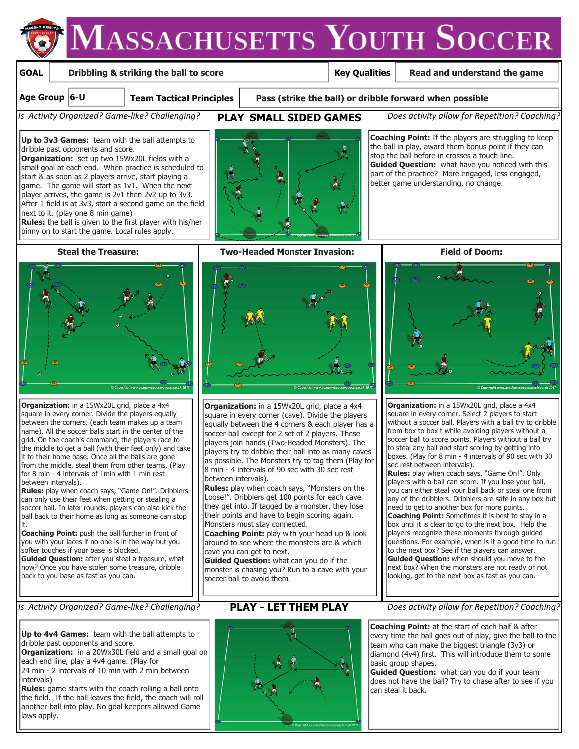# MASSACHUSETTS YOUTH SOCCER

| GOAL | Dibbling & striking the ball to score | Key Qualities | Read and understand the game |
|---|---|---|---|

| Age Group | 6-U | Team Tactical Principles | Pass (strike the ball) or dribble forward when possible |
|---|---|---|---|

*Is Activity Organized? Game-like? Challenging?* **PLAY SMALL SIDED GAMES** *Does activity allow for Repetition? Coaching?*

**Up to 3v3 Games:** team with the ball attempts to dribble past opponents and score.
**Organization:** set up two 15Wx20L fields with a small goal at each end. When practice is scheduled to start & as soon as 2 players arrive, start playing a game. The game will start as 1v1. When the next player arrives, the game is 2v1 then 2v2 up to 3v3. After 1 field is at 3v3, start a second game on the field next to it. (play one 8 min game)
**Rules:** the ball is given to the first player with his/her pinny on to start the game. Local rules apply.

**Coaching Point:** If the players are struggling to keep the ball in play, award them bonus point if they can stop the ball before in crosses a touch line.
**Guided Question:** what have you noticed with this part of the practice? More engaged, less engaged, better game understanding, no change.

## Steal the Treasure:

**Organization:** in a 15Wx20L grid, place a 4x4 square in every corner. Divide the players equally between the corners. (each team makes up a team name). All the soccer balls start in the center of the grid. On the coach's command, the players race to the middle to get a ball (with their feet only) and take it to their home base. Once all the balls are gone from the middle, steal them from other teams. (Play for 8 min - 4 intervals of 1min with 1 min rest between intervals).
**Rules:** play when coach says, "Game On!". Dribblers can only use their feet when getting or stealing a soccer ball. In later rounds, players can also kick the ball back to their home as long as someone can stop it.
**Coaching Point:** push the ball further in front of you with your laces if no one is in the way but you softer touches if your base is blocked.
**Guided Question:** after you steal a treasure, what now? Once you have stolen some treasure, dribble back to you base as fast as you can.

## Two-Headed Monster Invasion:

**Organization:** in a 15Wx20L grid, place a 4x4 square in every corner (cave). Divide the players equally between the 4 corners & each player has a soccer ball except for 2 set of 2 players. These players join hands (Two-Headed Monsters). The players try to dribble their ball into as many caves as possible. The Monsters try to tag them (Play for 8 min - 4 intervals of 90 sec with 30 sec rest between intervals).
**Rules:** play when coach says, "Monsters on the Loose!". Dribblers get 100 points for each cave they get into. If tagged by a monster, they lose their points and have to begin scoring again. Monsters must stay connected.
**Coaching Point:** play with your head up & look around to see where the monsters are & which cave you can get to next.
**Guided Question:** what can you do if the monster is chasing you? Run to a cave with your soccer ball to avoid them.

## Field of Doom:

**Organization:** in a 15Wx20L grid, place a 4x4 square in every corner. Select 2 players to start without a soccer ball. Players with a ball try to dribble from box to box t while avoiding players without a soccer ball to score points. Players without a ball try to steal any ball and start scoring by getting into boxes. (Play for 8 min - 4 intervals of 90 sec with 30 sec rest between intervals).
**Rules:** play when coach says, "Game On!". Only players with a ball can score. If you lose your ball, you can either steal your ball back or steal one from any of the dribblers. Dribblers are safe in any box but need to go to another box for more points.
**Coaching Point:** Sometimes it is best to stay in a box until it is clear to go to the next box. Help the players recognize these moments through guided questions. For example, when is it a good time to run to the next box? See if the players can answer.
**Guided Question:** when should you move to the next box? When the monsters are not ready or not looking, get to the next box as fast as you can.

*Is Activity Organized? Game-like? Challenging?* **PLAY - LET THEM PLAY** *Does activity allow for Repetition? Coaching?*

**Up to 4v4 Games:** team with the ball attempts to dribble past opponents and score.
**Organization:** in a 20Wx30L field and a small goal on each end line, play a 4v4 game. (Play for 24 min - 2 intervals of 10 min with 2 min between intervals)
**Rules:** game starts with the coach rolling a ball onto the field. If the ball leaves the field, the coach will roll another ball into play. No goal keepers allowed Game laws apply.

**Coaching Point:** at the start of each half & after every time the ball goes out of play, give the ball to the team who can make the biggest triangle (3v3) or diamond (4v4) first. This will introduce them to some basic group shapes.
**Guided Question:** what can you do if your team does not have the ball? Try to chase after to see if you can steal it back.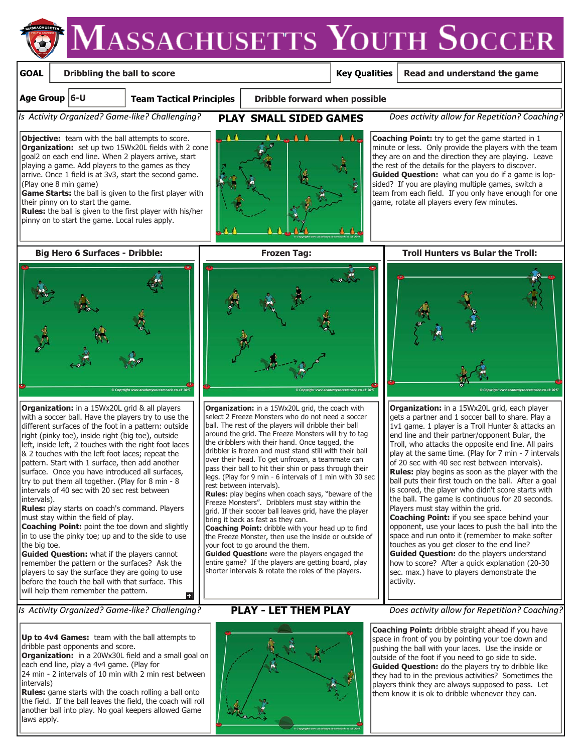# Massachusetts Youth Soccer

| GOAL | Dribbling the ball to score | Key Qualities | Read and understand the game |
|---|---|---|---|
| Age Group | 6-U | Team Tactical Principles | Dribble forward when possible |

*Is Activity Organized? Game-like? Challenging?* **PLAY SMALL SIDED GAMES** *Does activity allow for Repetition? Coaching?*

**Objective:** team with the ball attempts to score.
**Organization:** set up two 15Wx20L fields with 2 cone goal2 on each end line. When 2 players arrive, start playing a game. Add players to the games as they arrive. Once 1 field is at 3v3, start the second game. (Play one 8 min game)
**Game Starts:** the ball is given to the first player with their pinny on to start the game.
**Rules:** the ball is given to the first player with his/her pinny on to start the game. Local rules apply.

**Coaching Point:** try to get the game started in 1 minute or less. Only provide the players with the team they are on and the direction they are playing. Leave the rest of the details for the players to discover.
**Guided Question:** what can you do if a game is lop-sided? If you are playing multiple games, switch a team from each field. If you only have enough for one game, rotate all players every few minutes.

## Big Hero 6 Surfaces - Dribble:

**Organization:** in a 15Wx20L grid & all players with a soccer ball. Have the players try to use the different surfaces of the foot in a pattern: outside right (pinky toe), inside right (big toe), outside left, inside left, 2 touches with the right foot laces & 2 touches with the left foot laces; repeat the pattern. Start with 1 surface, then add another surface. Once you have introduced all surfaces, try to put them all together. (Play for 8 min - 8 intervals of 40 sec with 20 sec rest between intervals).
**Rules:** play starts on coach's command. Players must stay within the field of play.
**Coaching Point:** point the toe down and slightly in to use the pinky toe; up and to the side to use the big toe.
**Guided Question:** what if the players cannot remember the pattern or the surfaces? Ask the players to say the surface they are going to use before the touch the ball with that surface. This will help them remember the pattern.

## Frozen Tag:

**Organization:** in a 15Wx20L grid, the coach with select 2 Freeze Monsters who do not need a soccer ball. The rest of the players will dribble their ball around the grid. The Freeze Monsters will try to tag the dribblers with their hand. Once tagged, the dribbler is frozen and must stand still with their ball over their head. To get unfrozen, a teammate can pass their ball to hit their shin or pass through their legs. (Play for 9 min - 6 intervals of 1 min with 30 sec rest between intervals).
**Rules:** play begins when coach says, "beware of the Freeze Monsters". Dribblers must stay within the grid. If their soccer ball leaves grid, have the player bring it back as fast as they can.
**Coaching Point:** dribble with your head up to find the Freeze Monster, then use the inside or outside of your foot to go around the them.
**Guided Question:** were the players engaged the entire game? If the players are getting board, play shorter intervals & rotate the roles of the players.

## Troll Hunters vs Bular the Troll:

**Organization:** in a 15Wx20L grid, each player gets a partner and 1 soccer ball to share. Play a 1v1 game. 1 player is a Troll Hunter & attacks an end line and their partner/opponent Bular, the Troll, who attacks the opposite end line. All pairs play at the same time. (Play for 7 min - 7 intervals of 20 sec with 40 sec rest between intervals).
**Rules:** play begins as soon as the player with the ball puts their first touch on the ball. After a goal is scored, the player who didn't score starts with the ball. The game is continuous for 20 seconds. Players must stay within the grid.
**Coaching Point:** if you see space behind your opponent, use your laces to push the ball into the space and run onto it (remember to make softer touches as you get closer to the end line?
**Guided Question:** do the players understand how to score? After a quick explanation (20-30 sec. max.) have to players demonstrate the activity.

*Is Activity Organized? Game-like? Challenging?* **PLAY - LET THEM PLAY** *Does activity allow for Repetition? Coaching?*

**Up to 4v4 Games:** team with the ball attempts to dribble past opponents and score.
**Organization:** in a 20Wx30L field and a small goal on each end line, play a 4v4 game. (Play for 24 min - 2 intervals of 10 min with 2 min rest between intervals)
**Rules:** game starts with the coach rolling a ball onto the field. If the ball leaves the field, the coach will roll another ball into play. No goal keepers allowed Game laws apply.

**Coaching Point:** dribble straight ahead if you have space in front of you by pointing your toe down and pushing the ball with your laces. Use the inside or outside of the foot if you need to go side to side.
**Guided Question:** do the players try to dribble like they had to in the previous activities? Sometimes the players think they are always supposed to pass. Let them know it is ok to dribble whenever they can.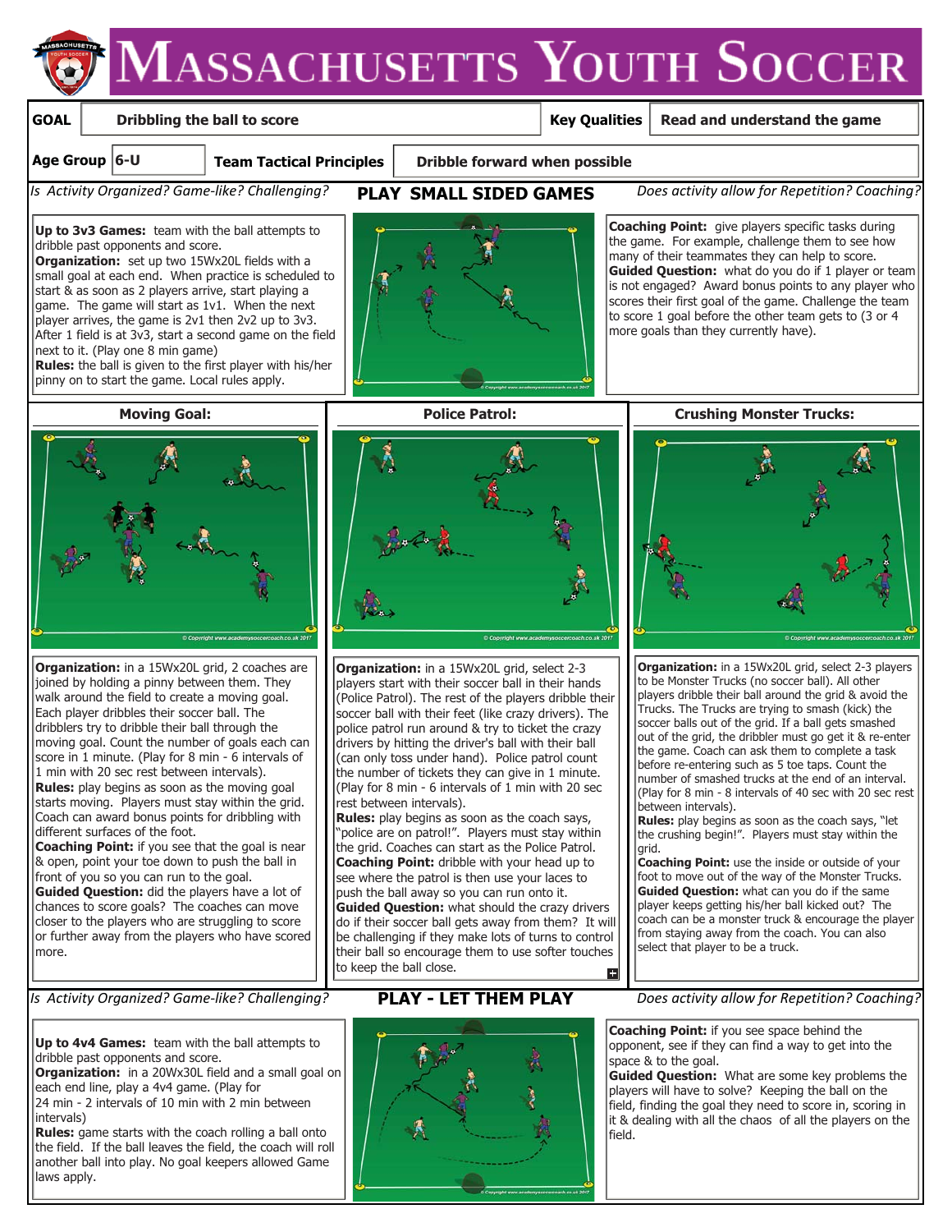# Massachusetts Youth Soccer

| | | | |
|---|---|---|---|
| **GOAL** | **Dribbling the ball to score** | **Key Qualities** | **Read and understand the game** |
| **Age Group** 6-U | **Team Tactical Principles** | **Dribble forward when possible** | |

*Is Activity Organized? Game-like? Challenging?* **PLAY SMALL SIDED GAMES** *Does activity allow for Repetition? Coaching?*

**Up to 3v3 Games:** team with the ball attempts to dribble past opponents and score.
**Organization:** set up two 15Wx20L fields with a small goal at each end. When practice is scheduled to start & as soon as 2 players arrive, start playing a game. The game will start as 1v1. When the next player arrives, the game is 2v1 then 2v2 up to 3v3. After 1 field is at 3v3, start a second game on the field next to it. (Play one 8 min game)
**Rules:** the ball is given to the first player with his/her pinny on to start the game. Local rules apply.

**Coaching Point:** give players specific tasks during the game. For example, challenge them to see how many of their teammates they can help to score.
**Guided Question:** what do you do if 1 player or team is not engaged? Award bonus points to any player who scores their first goal of the game. Challenge the team to score 1 goal before the other team gets to (3 or 4 more goals than they currently have).

## Moving Goal:

**Organization:** in a 15Wx20L grid, 2 coaches are joined by holding a pinny between them. They walk around the field to create a moving goal. Each player dribbles their soccer ball. The dribblers try to dribble their ball through the moving goal. Count the number of goals each can score in 1 minute. (Play for 8 min - 6 intervals of 1 min with 20 sec rest between intervals).
**Rules:** play begins as soon as the moving goal starts moving. Players must stay within the grid. Coach can award bonus points for dribbling with different surfaces of the foot.
**Coaching Point:** if you see that the goal is near & open, point your toe down to push the ball in front of you so you can run to the goal.
**Guided Question:** did the players have a lot of chances to score goals? The coaches can move closer to the players who are struggling to score or further away from the players who have scored more.

## Police Patrol:

**Organization:** in a 15Wx20L grid, select 2-3 players start with their soccer ball in their hands (Police Patrol). The rest of the players dribble their soccer ball with their feet (like crazy drivers). The police patrol run around & try to ticket the crazy drivers by hitting the driver's ball with their ball (can only toss under hand). Police patrol count the number of tickets they can give in 1 minute. (Play for 8 min - 6 intervals of 1 min with 20 sec rest between intervals).
**Rules:** play begins as soon as the coach says, "police are on patrol!". Players must stay within the grid. Coaches can start as the Police Patrol.
**Coaching Point:** dribble with your head up to see where the patrol is then use your laces to push the ball away so you can run onto it.
**Guided Question:** what should the crazy drivers do if their soccer ball gets away from them? It will be challenging if they make lots of turns to control their ball so encourage them to use softer touches to keep the ball close.

## Crushing Monster Trucks:

**Organization:** in a 15Wx20L grid, select 2-3 players to be Monster Trucks (no soccer ball). All other players dribble their ball around the grid & avoid the Trucks. The Trucks are trying to smash (kick) the soccer balls out of the grid. If a ball gets smashed out of the grid, the dribbler must go get it & re-enter the game. Coach can ask them to complete a task before re-entering such as 5 toe taps. Count the number of smashed trucks at the end of an interval. (Play for 8 min - 8 intervals of 40 sec with 20 sec rest between intervals).
**Rules:** play begins as soon as the coach says, "let the crushing begin!". Players must stay within the grid.
**Coaching Point:** use the inside or outside of your foot to move out of the way of the Monster Trucks.
**Guided Question:** what can you do if the same player keeps getting his/her ball kicked out? The coach can be a monster truck & encourage the player from staying away from the coach. You can also select that player to be a truck.

*Is Activity Organized? Game-like? Challenging?* **PLAY - LET THEM PLAY** *Does activity allow for Repetition? Coaching?*

**Up to 4v4 Games:** team with the ball attempts to dribble past opponents and score.
**Organization:** in a 20Wx30L field and a small goal on each end line, play a 4v4 game. (Play for 24 min - 2 intervals of 10 min with 2 min between intervals)
**Rules:** game starts with the coach rolling a ball onto the field. If the ball leaves the field, the coach will roll another ball into play. No goal keepers allowed Game laws apply.

**Coaching Point:** if you see space behind the opponent, see if they can find a way to get into the space & to the goal.
**Guided Question:** What are some key problems the players will have to solve? Keeping the ball on the field, finding the goal they need to score in, scoring in it & dealing with all the chaos of all the players on the field.